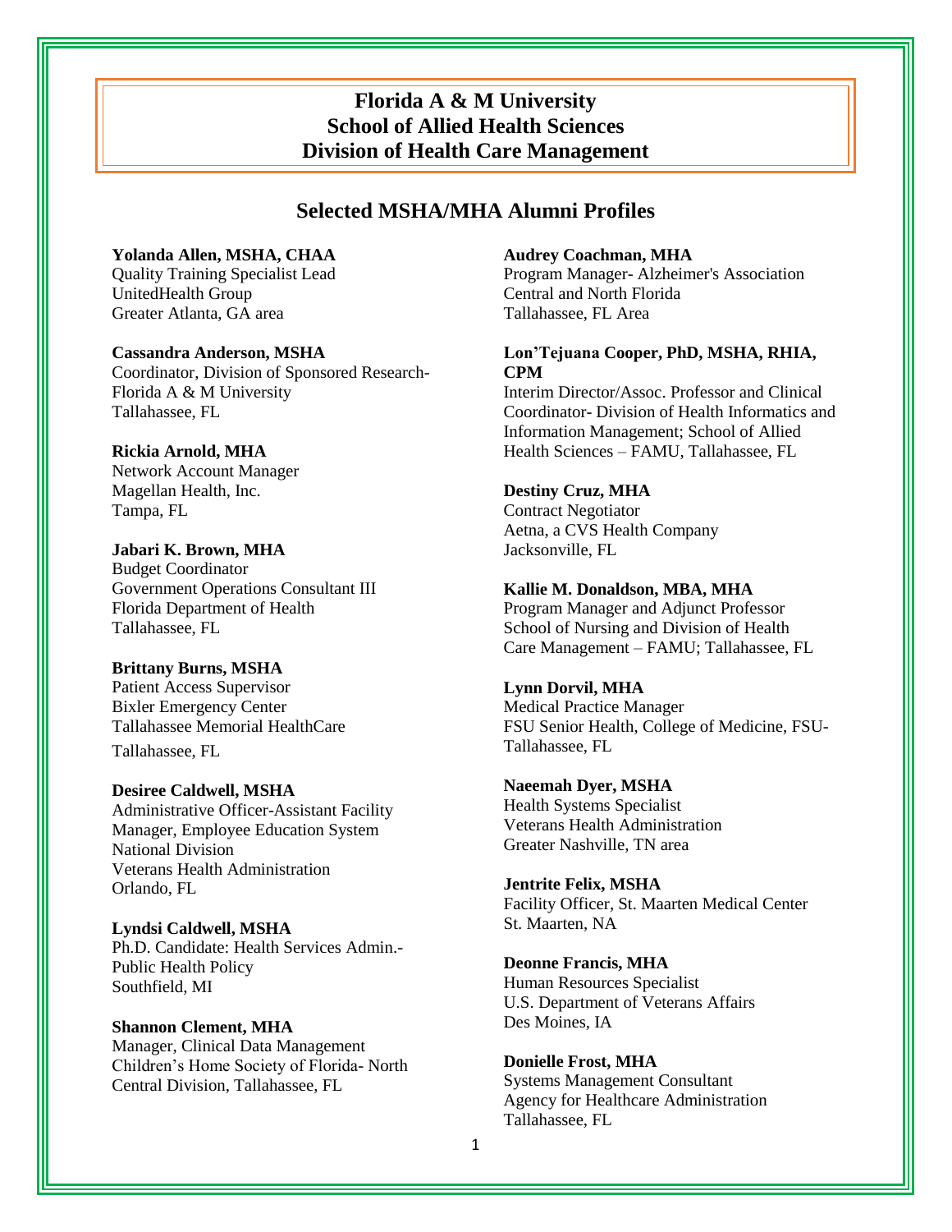# Florida A & M University
# School of Allied Health Sciences
# Division of Health Care Management

## Selected MSHA/MHA Alumni Profiles

**Yolanda Allen, MSHA, CHAA**
Quality Training Specialist Lead
UnitedHealth Group
Greater Atlanta, GA area

**Cassandra Anderson, MSHA**
Coordinator, Division of Sponsored Research-
Florida A & M University
Tallahassee, FL

**Rickia Arnold, MHA**
Network Account Manager
Magellan Health, Inc.
Tampa, FL

**Jabari K. Brown, MHA**
Budget Coordinator
Government Operations Consultant III
Florida Department of Health
Tallahassee, FL

**Brittany Burns, MSHA**
Patient Access Supervisor
Bixler Emergency Center
Tallahassee Memorial HealthCare
Tallahassee, FL

**Desiree Caldwell, MSHA**
Administrative Officer-Assistant Facility Manager, Employee Education System
National Division
Veterans Health Administration
Orlando, FL

**Lyndsi Caldwell, MSHA**
Ph.D. Candidate: Health Services Admin.- Public Health Policy
Southfield, MI

**Shannon Clement, MHA**
Manager, Clinical Data Management
Children's Home Society of Florida- North Central Division, Tallahassee, FL

**Audrey Coachman, MHA**
Program Manager- Alzheimer's Association
Central and North Florida
Tallahassee, FL Area

**Lon'Tejuana Cooper, PhD, MSHA, RHIA, CPM**
Interim Director/Assoc. Professor and Clinical Coordinator- Division of Health Informatics and Information Management; School of Allied Health Sciences – FAMU, Tallahassee, FL

**Destiny Cruz, MHA**
Contract Negotiator
Aetna, a CVS Health Company
Jacksonville, FL

**Kallie M. Donaldson, MBA, MHA**
Program Manager and Adjunct Professor
School of Nursing and Division of Health Care Management – FAMU; Tallahassee, FL

**Lynn Dorvil, MHA**
Medical Practice Manager
FSU Senior Health, College of Medicine, FSU- Tallahassee, FL

**Naeemah Dyer, MSHA**
Health Systems Specialist
Veterans Health Administration
Greater Nashville, TN area

**Jentrite Felix, MSHA**
Facility Officer, St. Maarten Medical Center
St. Maarten, NA

**Deonne Francis, MHA**
Human Resources Specialist
U.S. Department of Veterans Affairs
Des Moines, IA

**Donielle Frost, MHA**
Systems Management Consultant
Agency for Healthcare Administration
Tallahassee, FL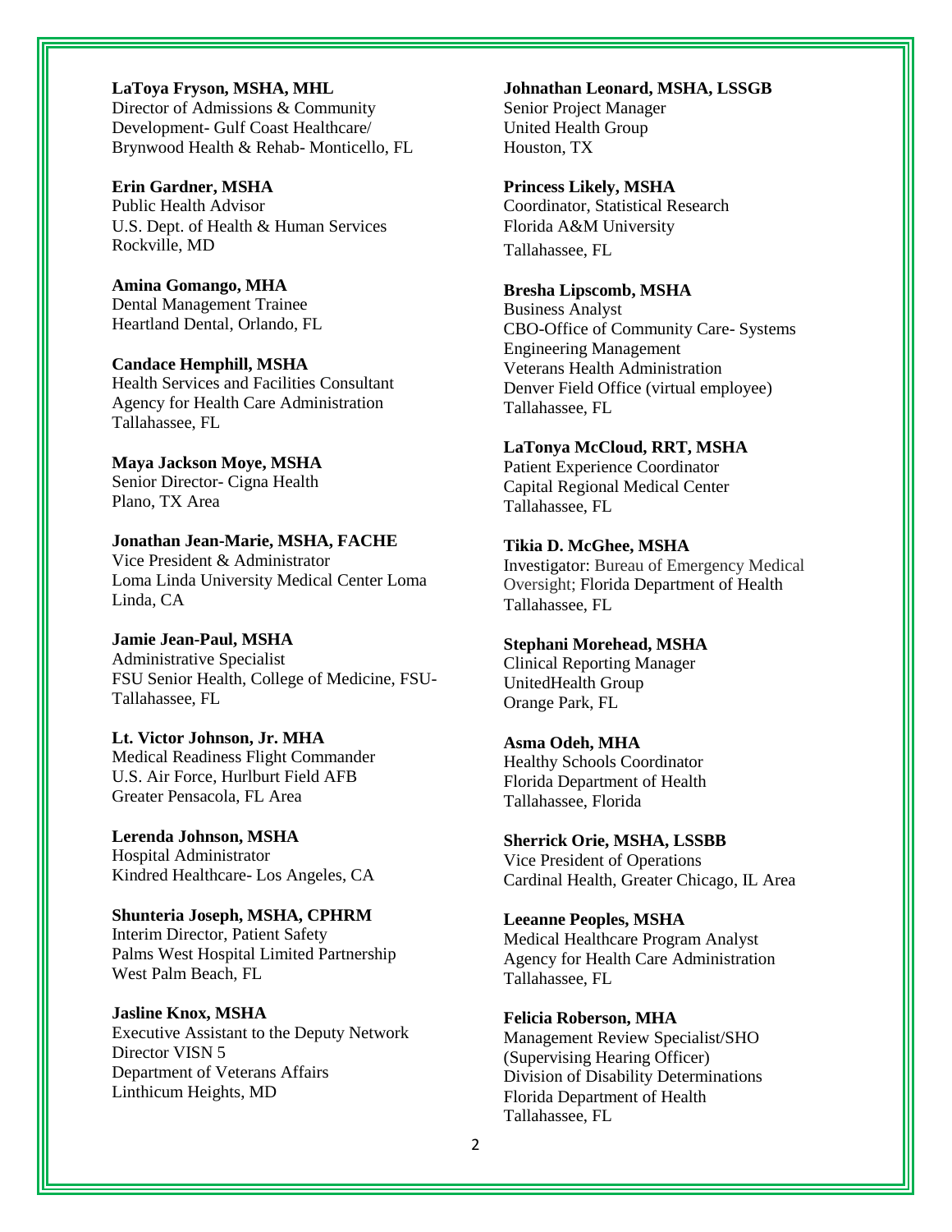**LaToya Fryson, MSHA, MHL**
Director of Admissions & Community Development- Gulf Coast Healthcare/ Brynwood Health & Rehab- Monticello, FL

**Erin Gardner, MSHA**
Public Health Advisor
U.S. Dept. of Health & Human Services
Rockville, MD

**Amina Gomango, MHA**
Dental Management Trainee
Heartland Dental, Orlando, FL

**Candace Hemphill, MSHA**
Health Services and Facilities Consultant
Agency for Health Care Administration
Tallahassee, FL

**Maya Jackson Moye, MSHA**
Senior Director- Cigna Health
Plano, TX Area

**Jonathan Jean-Marie, MSHA, FACHE**
Vice President & Administrator
Loma Linda University Medical Center Loma Linda, CA

**Jamie Jean-Paul, MSHA**
Administrative Specialist
FSU Senior Health, College of Medicine, FSU-Tallahassee, FL

**Lt. Victor Johnson, Jr. MHA**
Medical Readiness Flight Commander
U.S. Air Force, Hurlburt Field AFB
Greater Pensacola, FL Area

**Lerenda Johnson, MSHA**
Hospital Administrator
Kindred Healthcare- Los Angeles, CA

**Shunteria Joseph, MSHA, CPHRM**
Interim Director, Patient Safety
Palms West Hospital Limited Partnership
West Palm Beach, FL

**Jasline Knox, MSHA**
Executive Assistant to the Deputy Network Director VISN 5
Department of Veterans Affairs
Linthicum Heights, MD

**Johnathan Leonard, MSHA, LSSGB**
Senior Project Manager
United Health Group
Houston, TX

**Princess Likely, MSHA**
Coordinator, Statistical Research
Florida A&M University
Tallahassee, FL

**Bresha Lipscomb, MSHA**
Business Analyst
CBO-Office of Community Care- Systems Engineering Management
Veterans Health Administration
Denver Field Office (virtual employee)
Tallahassee, FL

**LaTonya McCloud, RRT, MSHA**
Patient Experience Coordinator
Capital Regional Medical Center
Tallahassee, FL

**Tikia D. McGhee, MSHA**
Investigator: Bureau of Emergency Medical Oversight; Florida Department of Health
Tallahassee, FL

**Stephani Morehead, MSHA**
Clinical Reporting Manager
UnitedHealth Group
Orange Park, FL

**Asma Odeh, MHA**
Healthy Schools Coordinator
Florida Department of Health
Tallahassee, Florida

**Sherrick Orie, MSHA, LSSBB**
Vice President of Operations
Cardinal Health, Greater Chicago, IL Area

**Leeanne Peoples, MSHA**
Medical Healthcare Program Analyst
Agency for Health Care Administration
Tallahassee, FL

**Felicia Roberson, MHA**
Management Review Specialist/SHO (Supervising Hearing Officer)
Division of Disability Determinations
Florida Department of Health
Tallahassee, FL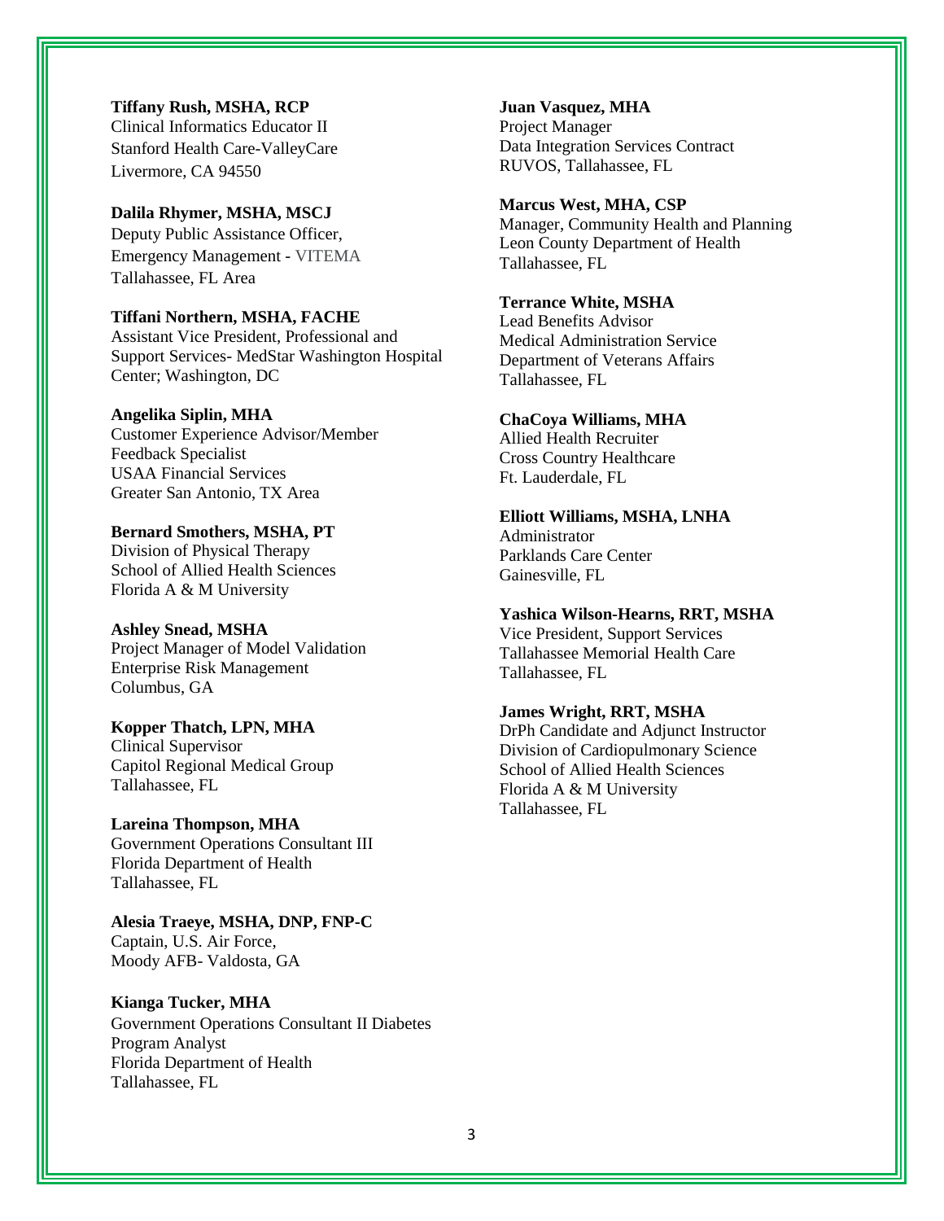**Tiffany Rush, MSHA, RCP**
Clinical Informatics Educator II
Stanford Health Care-ValleyCare
Livermore, CA 94550

**Dalila Rhymer, MSHA, MSCJ**
Deputy Public Assistance Officer,
Emergency Management - VITEMA
Tallahassee, FL Area

**Tiffani Northern, MSHA, FACHE**
Assistant Vice President, Professional and Support Services- MedStar Washington Hospital Center; Washington, DC

**Angelika Siplin, MHA**
Customer Experience Advisor/Member Feedback Specialist
USAA Financial Services
Greater San Antonio, TX Area

**Bernard Smothers, MSHA, PT**
Division of Physical Therapy
School of Allied Health Sciences
Florida A & M University

**Ashley Snead, MSHA**
Project Manager of Model Validation
Enterprise Risk Management
Columbus, GA

**Kopper Thatch, LPN, MHA**
Clinical Supervisor
Capitol Regional Medical Group
Tallahassee, FL

**Lareina Thompson, MHA**
Government Operations Consultant III
Florida Department of Health
Tallahassee, FL

**Alesia Traeye, MSHA, DNP, FNP-C**
Captain, U.S. Air Force,
Moody AFB- Valdosta, GA

**Kianga Tucker, MHA**
Government Operations Consultant II Diabetes Program Analyst
Florida Department of Health
Tallahassee, FL

**Juan Vasquez, MHA**
Project Manager
Data Integration Services Contract
RUVOS, Tallahassee, FL

**Marcus West, MHA, CSP**
Manager, Community Health and Planning
Leon County Department of Health
Tallahassee, FL

**Terrance White, MSHA**
Lead Benefits Advisor
Medical Administration Service
Department of Veterans Affairs
Tallahassee, FL

**ChaCoya Williams, MHA**
Allied Health Recruiter
Cross Country Healthcare
Ft. Lauderdale, FL

**Elliott Williams, MSHA, LNHA**
Administrator
Parklands Care Center
Gainesville, FL

**Yashica Wilson-Hearns, RRT, MSHA**
Vice President, Support Services
Tallahassee Memorial Health Care
Tallahassee, FL

**James Wright, RRT, MSHA**
DrPh Candidate and Adjunct Instructor
Division of Cardiopulmonary Science
School of Allied Health Sciences
Florida A & M University
Tallahassee, FL